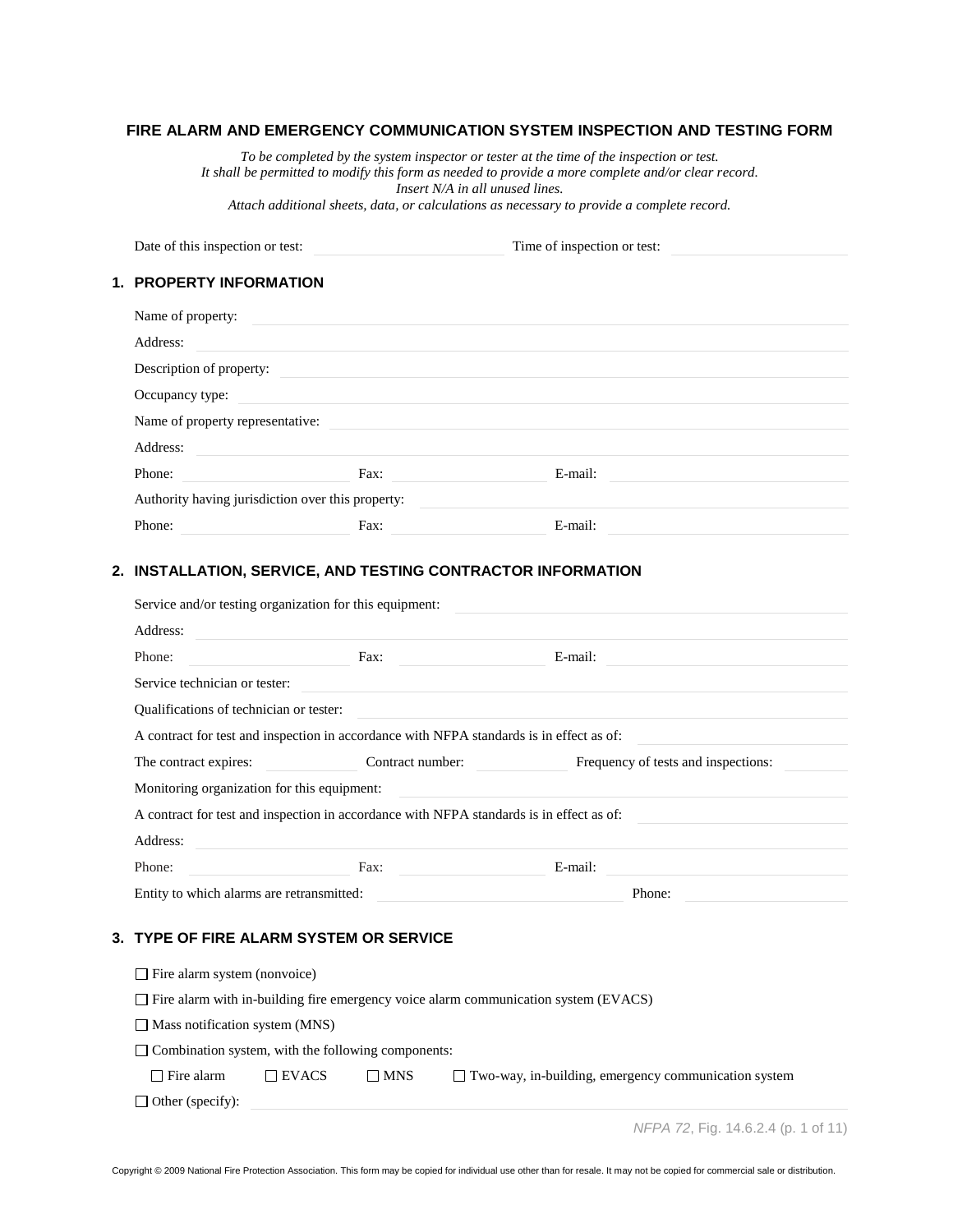# FIRE ALARM AND EMERGENCY COMMUNICATION SYSTEM INSPECTION AND TESTING FORM

*To be completed by the system inspector or tester at the time of the inspection or test.*
*It shall be permitted to modify this form as needed to provide a more complete and/or clear record.*
*Insert N/A in all unused lines.*
*Attach additional sheets, data, or calculations as necessary to provide a complete record.*

Date of this inspection or test: ________________ Time of inspection or test: ________________

## 1. PROPERTY INFORMATION

Name of property: ________________

Address: ________________

Description of property: ________________

Occupancy type: ________________

Name of property representative: ________________

Address: ________________

Phone: ________________ Fax: ________________ E-mail: ________________

Authority having jurisdiction over this property: ________________

Phone: ________________ Fax: ________________ E-mail: ________________

## 2. INSTALLATION, SERVICE, AND TESTING CONTRACTOR INFORMATION

Service and/or testing organization for this equipment: ________________

Address: ________________

Phone: ________________ Fax: ________________ E-mail: ________________

Service technician or tester: ________________

Qualifications of technician or tester: ________________

A contract for test and inspection in accordance with NFPA standards is in effect as of: ________________

The contract expires: ________ Contract number: ________ Frequency of tests and inspections: ________

Monitoring organization for this equipment: ________________

A contract for test and inspection in accordance with NFPA standards is in effect as of: ________________

Address: ________________

Phone: ________________ Fax: ________________ E-mail: ________________

Entity to which alarms are retransmitted: ________________ Phone: ________________

## 3. TYPE OF FIRE ALARM SYSTEM OR SERVICE

☐ Fire alarm system (nonvoice)

☐ Fire alarm with in-building fire emergency voice alarm communication system (EVACS)

☐ Mass notification system (MNS)

☐ Combination system, with the following components:

☐ Fire alarm ☐ EVACS ☐ MNS ☐ Two-way, in-building, emergency communication system

☐ Other (specify): ________________

*NFPA 72*, Fig. 14.6.2.4 (p. 1 of 11)

Copyright © 2009 National Fire Protection Association. This form may be copied for individual use other than for resale. It may not be copied for commercial sale or distribution.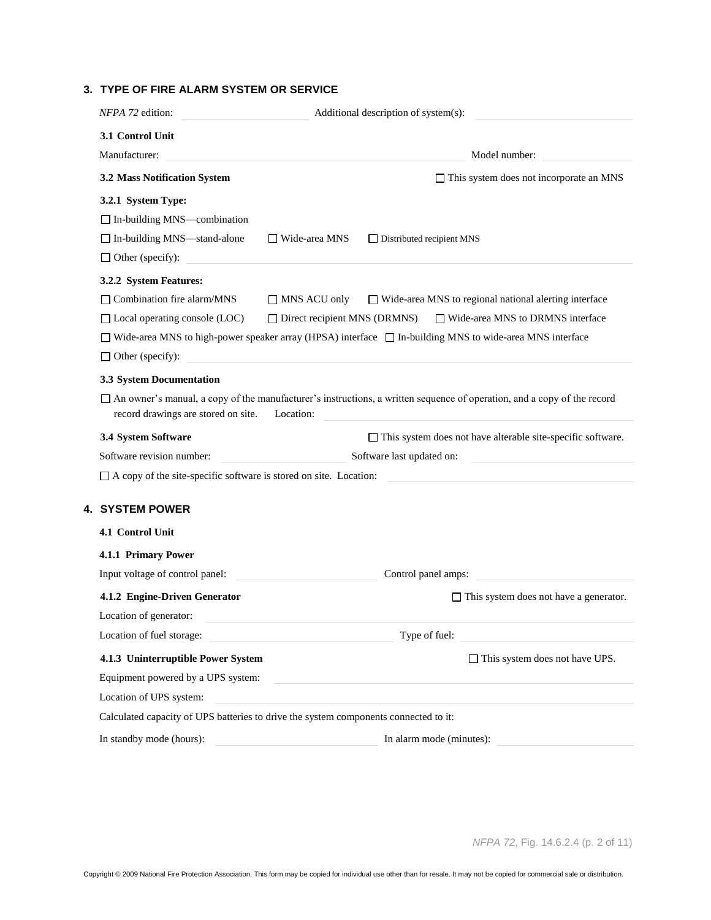## 3. TYPE OF FIRE ALARM SYSTEM OR SERVICE

*NFPA 72* edition: \_\_\_\_\_\_\_\_\_\_ Additional description of system(s): \_\_\_\_\_\_\_\_\_\_

### 3.1 Control Unit

Manufacturer: \_\_\_\_\_\_\_\_\_\_ Model number: \_\_\_\_\_\_\_\_\_\_

### 3.2 Mass Notification System

☐ This system does not incorporate an MNS

#### 3.2.1 System Type:

☐ In-building MNS—combination

☐ In-building MNS—stand-alone ☐ Wide-area MNS ☐ Distributed recipient MNS

☐ Other (specify): \_\_\_\_\_\_\_\_\_\_

#### 3.2.2 System Features:

☐ Combination fire alarm/MNS ☐ MNS ACU only ☐ Wide-area MNS to regional national alerting interface

☐ Local operating console (LOC) ☐ Direct recipient MNS (DRMNS) ☐ Wide-area MNS to DRMNS interface

☐ Wide-area MNS to high-power speaker array (HPSA) interface ☐ In-building MNS to wide-area MNS interface

☐ Other (specify): \_\_\_\_\_\_\_\_\_\_

### 3.3 System Documentation

☐ An owner's manual, a copy of the manufacturer's instructions, a written sequence of operation, and a copy of the record record drawings are stored on site. Location: \_\_\_\_\_\_\_\_\_\_

### 3.4 System Software

☐ This system does not have alterable site-specific software.

Software revision number: \_\_\_\_\_\_\_\_\_\_ Software last updated on: \_\_\_\_\_\_\_\_\_\_

☐ A copy of the site-specific software is stored on site. Location: \_\_\_\_\_\_\_\_\_\_

## 4. SYSTEM POWER

### 4.1 Control Unit

#### 4.1.1 Primary Power

Input voltage of control panel: \_\_\_\_\_\_\_\_\_\_ Control panel amps: \_\_\_\_\_\_\_\_\_\_

#### 4.1.2 Engine-Driven Generator

☐ This system does not have a generator.

Location of generator: \_\_\_\_\_\_\_\_\_\_

Location of fuel storage: \_\_\_\_\_\_\_\_\_\_ Type of fuel: \_\_\_\_\_\_\_\_\_\_

#### 4.1.3 Uninterruptible Power System

☐ This system does not have UPS.

Equipment powered by a UPS system: \_\_\_\_\_\_\_\_\_\_

Location of UPS system: \_\_\_\_\_\_\_\_\_\_

Calculated capacity of UPS batteries to drive the system components connected to it:

In standby mode (hours): \_\_\_\_\_\_\_\_\_\_ In alarm mode (minutes): \_\_\_\_\_\_\_\_\_\_

*NFPA 72*, Fig. 14.6.2.4 (p. 2 of 11)

Copyright © 2009 National Fire Protection Association. This form may be copied for individual use other than for resale. It may not be copied for commercial sale or distribution.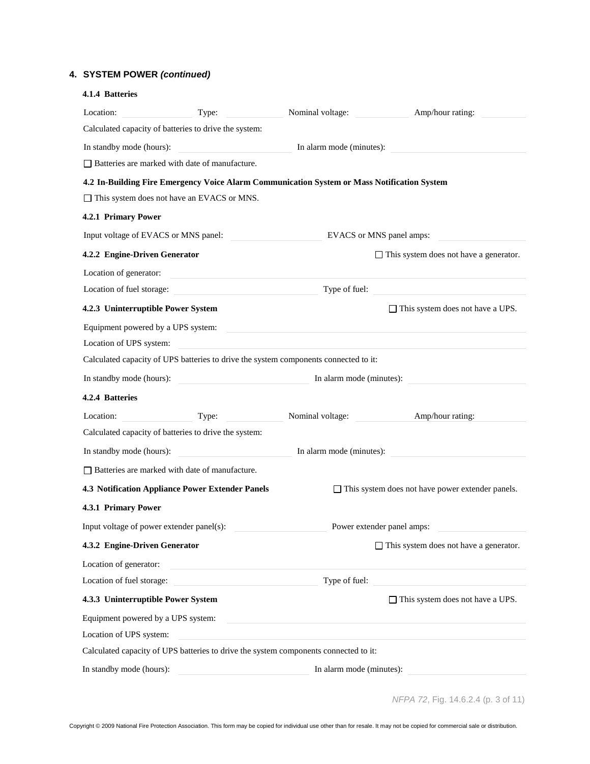## 4. SYSTEM POWER *(continued)*

### 4.1.4 Batteries

Location: \_\_\_\_\_\_\_\_\_\_ Type: \_\_\_\_\_\_\_\_\_\_ Nominal voltage: \_\_\_\_\_\_\_\_\_\_ Amp/hour rating: \_\_\_\_\_\_\_\_\_\_

Calculated capacity of batteries to drive the system:

In standby mode (hours): \_\_\_\_\_\_\_\_\_\_ In alarm mode (minutes): \_\_\_\_\_\_\_\_\_\_

☐ Batteries are marked with date of manufacture.

### 4.2 In-Building Fire Emergency Voice Alarm Communication System or Mass Notification System

☐ This system does not have an EVACS or MNS.

### 4.2.1 Primary Power

Input voltage of EVACS or MNS panel: \_\_\_\_\_\_\_\_\_\_ EVACS or MNS panel amps: \_\_\_\_\_\_\_\_\_\_

### 4.2.2 Engine-Driven Generator

☐ This system does not have a generator.

Location of generator: \_\_\_\_\_\_\_\_\_\_

Location of fuel storage: \_\_\_\_\_\_\_\_\_\_ Type of fuel: \_\_\_\_\_\_\_\_\_\_

### 4.2.3 Uninterruptible Power System

☐ This system does not have a UPS.

Equipment powered by a UPS system: \_\_\_\_\_\_\_\_\_\_

Location of UPS system: \_\_\_\_\_\_\_\_\_\_

Calculated capacity of UPS batteries to drive the system components connected to it:

In standby mode (hours): \_\_\_\_\_\_\_\_\_\_ In alarm mode (minutes): \_\_\_\_\_\_\_\_\_\_

### 4.2.4 Batteries

Location: \_\_\_\_\_\_\_\_\_\_ Type: \_\_\_\_\_\_\_\_\_\_ Nominal voltage: \_\_\_\_\_\_\_\_\_\_ Amp/hour rating: \_\_\_\_\_\_\_\_\_\_

Calculated capacity of batteries to drive the system:

In standby mode (hours): \_\_\_\_\_\_\_\_\_\_ In alarm mode (minutes): \_\_\_\_\_\_\_\_\_\_

☐ Batteries are marked with date of manufacture.

### 4.3 Notification Appliance Power Extender Panels

☐ This system does not have power extender panels.

### 4.3.1 Primary Power

Input voltage of power extender panel(s): \_\_\_\_\_\_\_\_\_\_ Power extender panel amps: \_\_\_\_\_\_\_\_\_\_

### 4.3.2 Engine-Driven Generator

☐ This system does not have a generator.

Location of generator: \_\_\_\_\_\_\_\_\_\_

Location of fuel storage: \_\_\_\_\_\_\_\_\_\_ Type of fuel: \_\_\_\_\_\_\_\_\_\_

### 4.3.3 Uninterruptible Power System

☐ This system does not have a UPS.

Equipment powered by a UPS system: \_\_\_\_\_\_\_\_\_\_

Location of UPS system: \_\_\_\_\_\_\_\_\_\_

Calculated capacity of UPS batteries to drive the system components connected to it:

In standby mode (hours): \_\_\_\_\_\_\_\_\_\_ In alarm mode (minutes): \_\_\_\_\_\_\_\_\_\_

*NFPA 72*, Fig. 14.6.2.4 (p. 3 of 11)

Copyright © 2009 National Fire Protection Association. This form may be copied for individual use other than for resale. It may not be copied for commercial sale or distribution.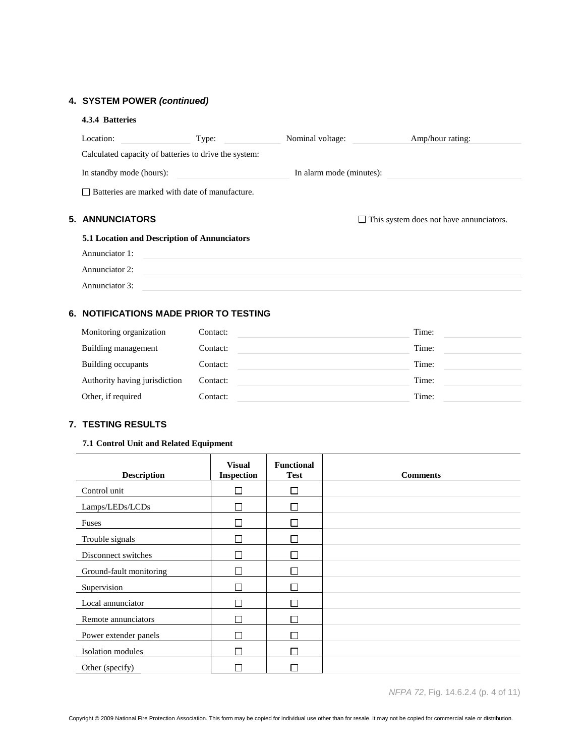## 4. SYSTEM POWER *(continued)*

**4.3.4 Batteries**

Location: \_\_\_\_\_\_\_\_ Type: \_\_\_\_\_\_\_\_ Nominal voltage: \_\_\_\_\_\_\_\_ Amp/hour rating: \_\_\_\_\_\_\_\_

Calculated capacity of batteries to drive the system:

In standby mode (hours): \_\_\_\_\_\_\_\_ In alarm mode (minutes): \_\_\_\_\_\_\_\_

☐ Batteries are marked with date of manufacture.

## 5. ANNUNCIATORS

☐ This system does not have annunciators.

**5.1 Location and Description of Annunciators**

Annunciator 1: \_\_\_\_\_\_\_\_

Annunciator 2: \_\_\_\_\_\_\_\_

Annunciator 3: \_\_\_\_\_\_\_\_

## 6. NOTIFICATIONS MADE PRIOR TO TESTING

| | | |
|---|---|---|
| Monitoring organization | Contact: | Time: |
| Building management | Contact: | Time: |
| Building occupants | Contact: | Time: |
| Authority having jurisdiction | Contact: | Time: |
| Other, if required | Contact: | Time: |

## 7. TESTING RESULTS

**7.1 Control Unit and Related Equipment**

| Description | Visual Inspection | Functional Test | Comments |
|---|---|---|---|
| Control unit | ☐ | ☐ | |
| Lamps/LEDs/LCDs | ☐ | ☐ | |
| Fuses | ☐ | ☐ | |
| Trouble signals | ☐ | ☐ | |
| Disconnect switches | ☐ | ☐ | |
| Ground-fault monitoring | ☐ | ☐ | |
| Supervision | ☐ | ☐ | |
| Local annunciator | ☐ | ☐ | |
| Remote annunciators | ☐ | ☐ | |
| Power extender panels | ☐ | ☐ | |
| Isolation modules | ☐ | ☐ | |
| Other (specify) | ☐ | ☐ | |

*NFPA 72*, Fig. 14.6.2.4 (p. 4 of 11)

Copyright © 2009 National Fire Protection Association. This form may be copied for individual use other than for resale. It may not be copied for commercial sale or distribution.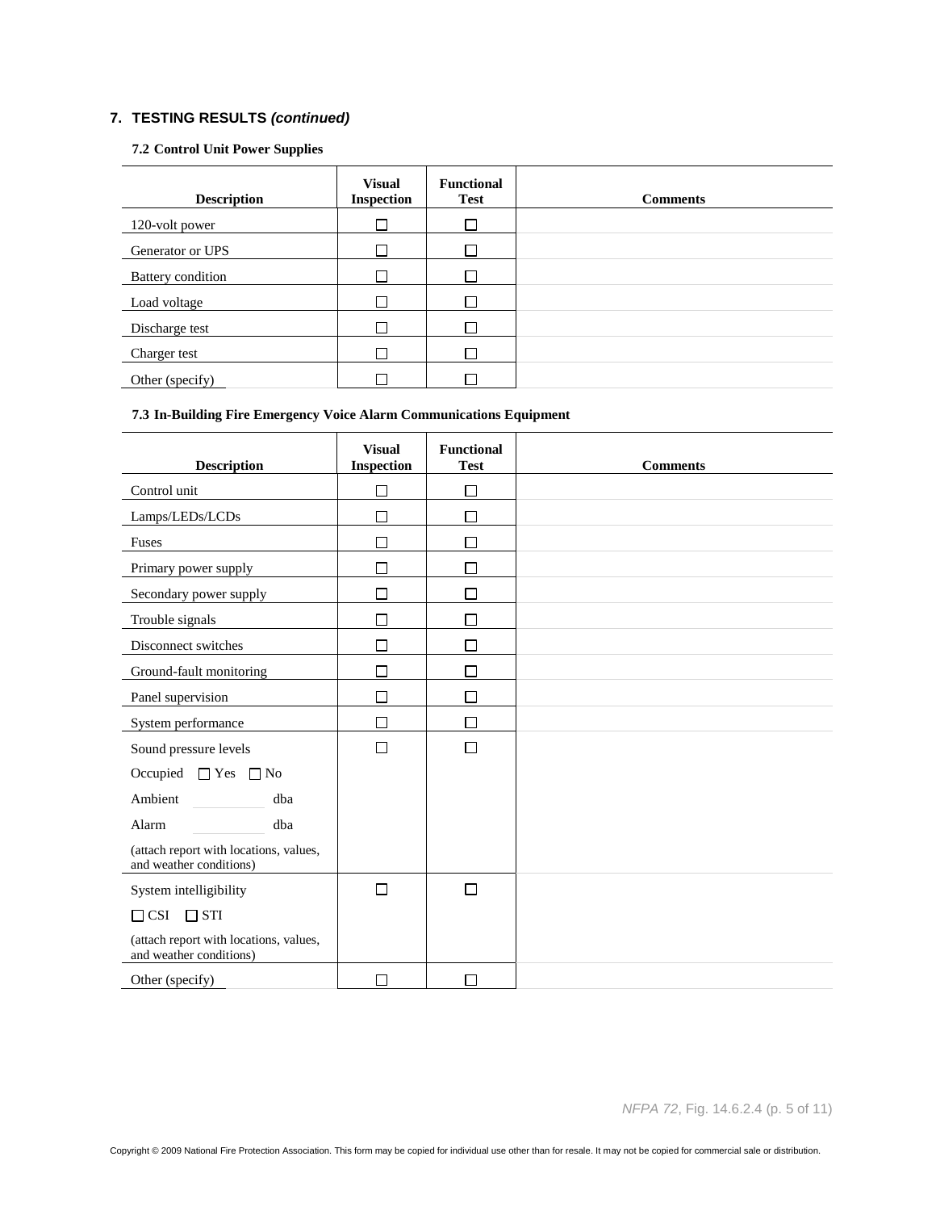## 7. TESTING RESULTS *(continued)*

### 7.2 Control Unit Power Supplies

| Description | Visual Inspection | Functional Test | Comments |
|---|---|---|---|
| 120-volt power | ☐ | ☐ | |
| Generator or UPS | ☐ | ☐ | |
| Battery condition | ☐ | ☐ | |
| Load voltage | ☐ | ☐ | |
| Discharge test | ☐ | ☐ | |
| Charger test | ☐ | ☐ | |
| Other (specify) | ☐ | ☐ | |

### 7.3 In-Building Fire Emergency Voice Alarm Communications Equipment

| Description | Visual Inspection | Functional Test | Comments |
|---|---|---|---|
| Control unit | ☐ | ☐ | |
| Lamps/LEDs/LCDs | ☐ | ☐ | |
| Fuses | ☐ | ☐ | |
| Primary power supply | ☐ | ☐ | |
| Secondary power supply | ☐ | ☐ | |
| Trouble signals | ☐ | ☐ | |
| Disconnect switches | ☐ | ☐ | |
| Ground-fault monitoring | ☐ | ☐ | |
| Panel supervision | ☐ | ☐ | |
| System performance | ☐ | ☐ | |
| Sound pressure levels<br>Occupied ☐ Yes ☐ No<br>Ambient ______ dba<br>Alarm ______ dba<br>(attach report with locations, values, and weather conditions) | ☐ | ☐ | |
| System intelligibility<br>☐ CSI ☐ STI<br>(attach report with locations, values, and weather conditions) | ☐ | ☐ | |
| Other (specify) | ☐ | ☐ | |

*NFPA 72*, Fig. 14.6.2.4 (p. 5 of 11)

Copyright © 2009 National Fire Protection Association. This form may be copied for individual use other than for resale. It may not be copied for commercial sale or distribution.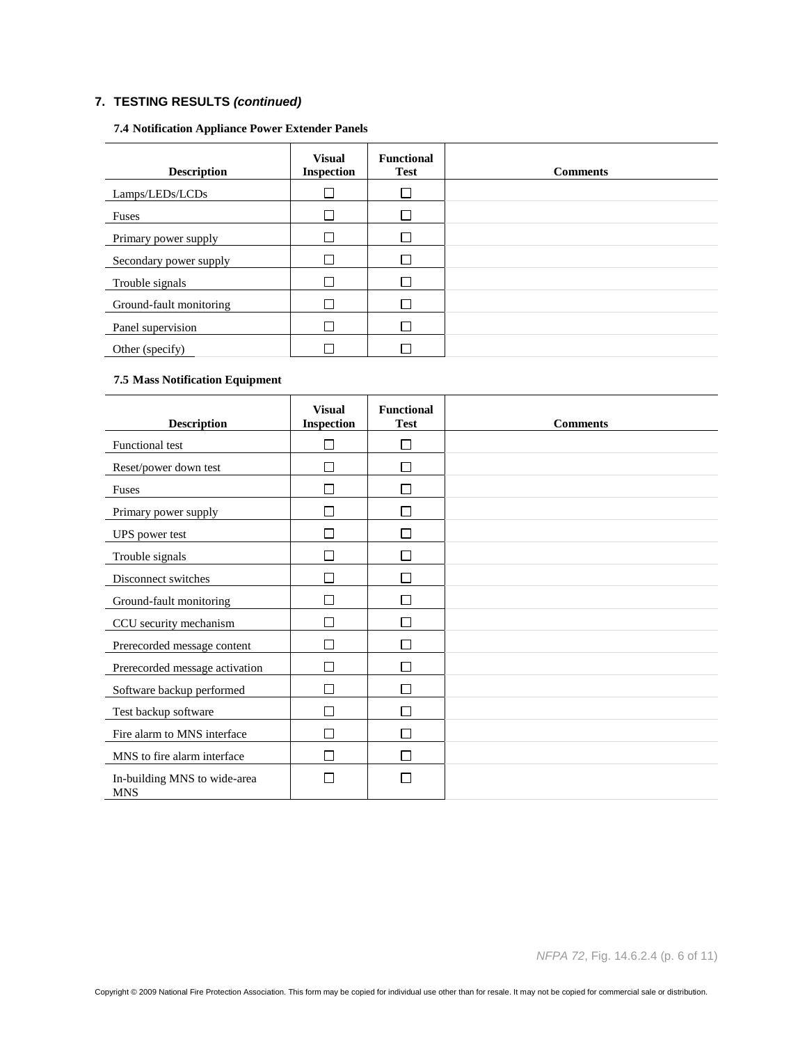## 7. TESTING RESULTS *(continued)*

### 7.4 Notification Appliance Power Extender Panels

| Description | Visual Inspection | Functional Test | Comments |
|---|---|---|---|
| Lamps/LEDs/LCDs | ☐ | ☐ | |
| Fuses | ☐ | ☐ | |
| Primary power supply | ☐ | ☐ | |
| Secondary power supply | ☐ | ☐ | |
| Trouble signals | ☐ | ☐ | |
| Ground-fault monitoring | ☐ | ☐ | |
| Panel supervision | ☐ | ☐ | |
| Other (specify) | ☐ | ☐ | |

### 7.5 Mass Notification Equipment

| Description | Visual Inspection | Functional Test | Comments |
|---|---|---|---|
| Functional test | ☐ | ☐ | |
| Reset/power down test | ☐ | ☐ | |
| Fuses | ☐ | ☐ | |
| Primary power supply | ☐ | ☐ | |
| UPS power test | ☐ | ☐ | |
| Trouble signals | ☐ | ☐ | |
| Disconnect switches | ☐ | ☐ | |
| Ground-fault monitoring | ☐ | ☐ | |
| CCU security mechanism | ☐ | ☐ | |
| Prerecorded message content | ☐ | ☐ | |
| Prerecorded message activation | ☐ | ☐ | |
| Software backup performed | ☐ | ☐ | |
| Test backup software | ☐ | ☐ | |
| Fire alarm to MNS interface | ☐ | ☐ | |
| MNS to fire alarm interface | ☐ | ☐ | |
| In-building MNS to wide-area MNS | ☐ | ☐ | |

*NFPA 72*, Fig. 14.6.2.4 (p. 6 of 11)

Copyright © 2009 National Fire Protection Association. This form may be copied for individual use other than for resale. It may not be copied for commercial sale or distribution.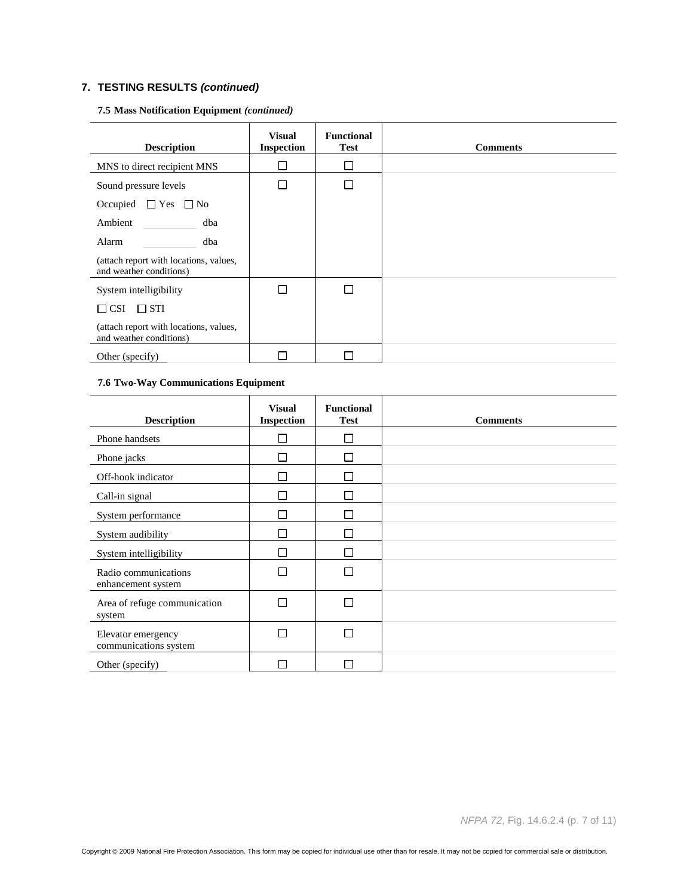## 7. TESTING RESULTS *(continued)*

### 7.5 Mass Notification Equipment *(continued)*

| Description | Visual Inspection | Functional Test | Comments |
|---|---|---|---|
| MNS to direct recipient MNS | ☐ | ☐ | |
| Sound pressure levels<br>Occupied ☐ Yes ☐ No<br>Ambient ______ dba<br>Alarm ______ dba<br>(attach report with locations, values, and weather conditions) | ☐ | ☐ | |
| System intelligibility<br>☐ CSI ☐ STI<br>(attach report with locations, values, and weather conditions) | ☐ | ☐ | |
| Other (specify) | ☐ | ☐ | |

### 7.6 Two-Way Communications Equipment

| Description | Visual Inspection | Functional Test | Comments |
|---|---|---|---|
| Phone handsets | ☐ | ☐ | |
| Phone jacks | ☐ | ☐ | |
| Off-hook indicator | ☐ | ☐ | |
| Call-in signal | ☐ | ☐ | |
| System performance | ☐ | ☐ | |
| System audibility | ☐ | ☐ | |
| System intelligibility | ☐ | ☐ | |
| Radio communications enhancement system | ☐ | ☐ | |
| Area of refuge communication system | ☐ | ☐ | |
| Elevator emergency communications system | ☐ | ☐ | |
| Other (specify) | ☐ | ☐ | |

*NFPA 72*, Fig. 14.6.2.4 (p. 7 of 11)

Copyright © 2009 National Fire Protection Association. This form may be copied for individual use other than for resale. It may not be copied for commercial sale or distribution.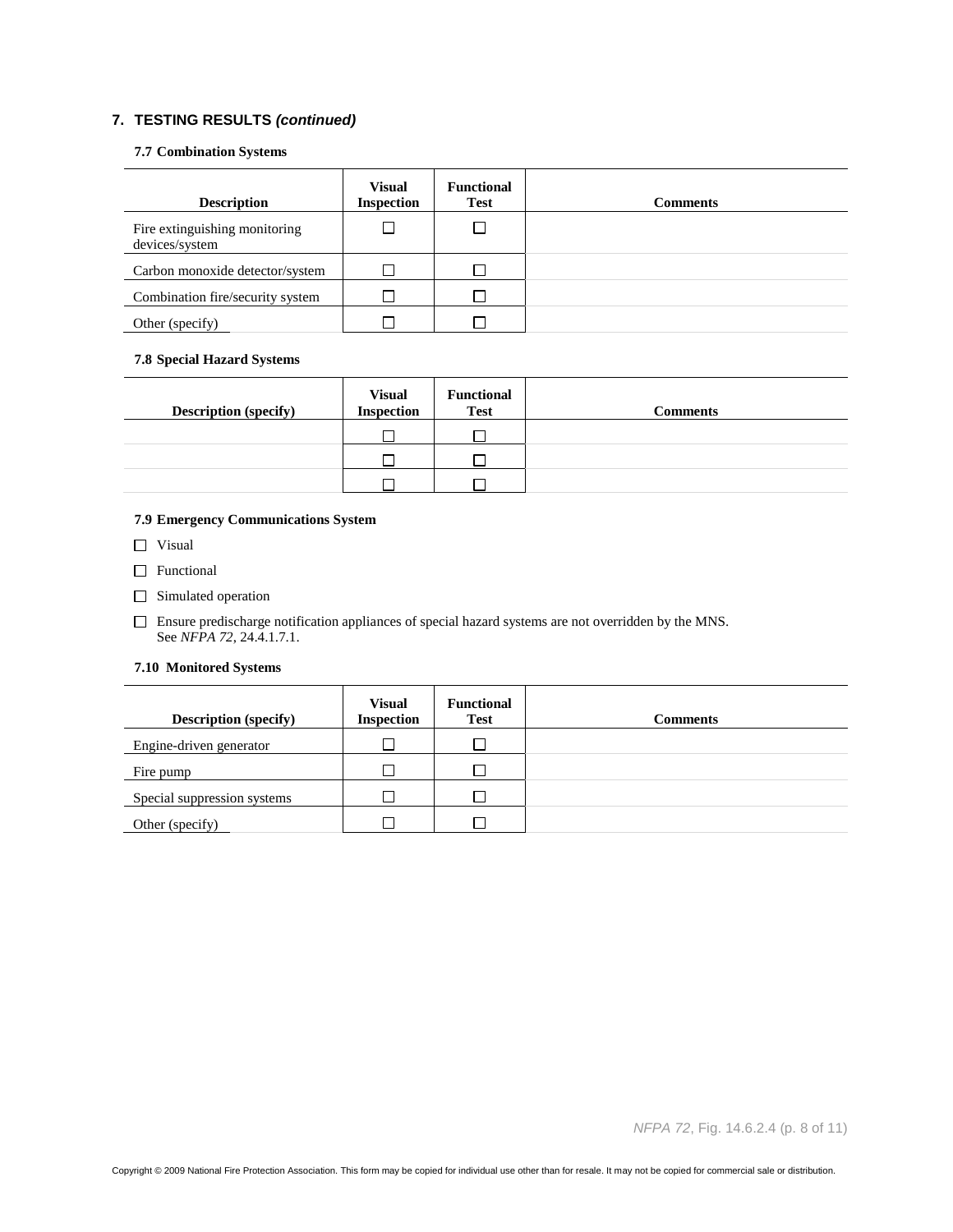## 7. TESTING RESULTS *(continued)*

### 7.7 Combination Systems

| Description | Visual Inspection | Functional Test | Comments |
|---|---|---|---|
| Fire extinguishing monitoring devices/system | ☐ | ☐ | |
| Carbon monoxide detector/system | ☐ | ☐ | |
| Combination fire/security system | ☐ | ☐ | |
| Other (specify) | ☐ | ☐ | |

### 7.8 Special Hazard Systems

| Description (specify) | Visual Inspection | Functional Test | Comments |
|---|---|---|---|
| | ☐ | ☐ | |
| | ☐ | ☐ | |
| | ☐ | ☐ | |

### 7.9 Emergency Communications System

☐ Visual

☐ Functional

☐ Simulated operation

☐ Ensure predischarge notification appliances of special hazard systems are not overridden by the MNS. See *NFPA 72*, 24.4.1.7.1.

### 7.10 Monitored Systems

| Description (specify) | Visual Inspection | Functional Test | Comments |
|---|---|---|---|
| Engine-driven generator | ☐ | ☐ | |
| Fire pump | ☐ | ☐ | |
| Special suppression systems | ☐ | ☐ | |
| Other (specify) | ☐ | ☐ | |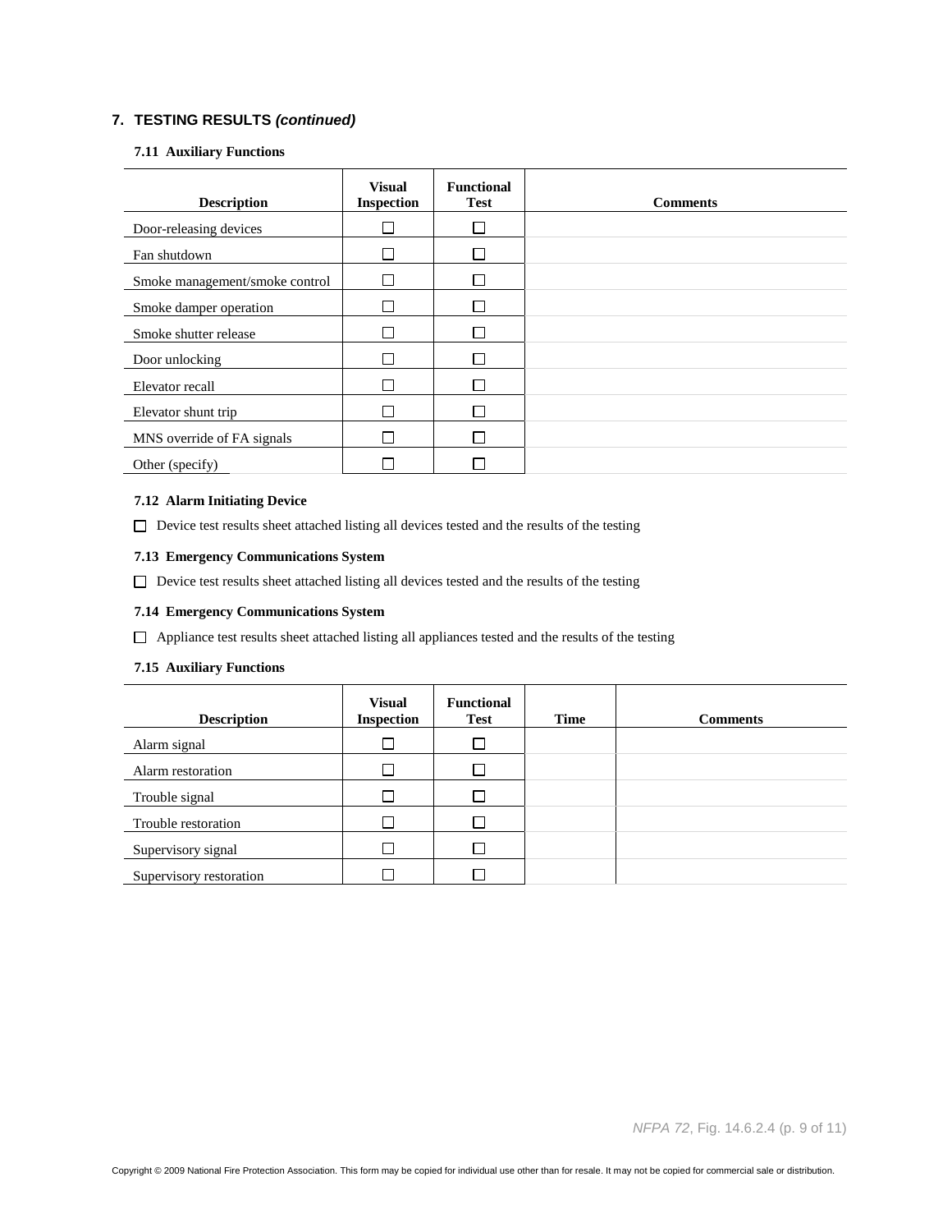## 7. TESTING RESULTS *(continued)*

### 7.11 Auxiliary Functions

| Description | Visual Inspection | Functional Test | Comments |
|---|---|---|---|
| Door-releasing devices | ☐ | ☐ | |
| Fan shutdown | ☐ | ☐ | |
| Smoke management/smoke control | ☐ | ☐ | |
| Smoke damper operation | ☐ | ☐ | |
| Smoke shutter release | ☐ | ☐ | |
| Door unlocking | ☐ | ☐ | |
| Elevator recall | ☐ | ☐ | |
| Elevator shunt trip | ☐ | ☐ | |
| MNS override of FA signals | ☐ | ☐ | |
| Other (specify) | ☐ | ☐ | |

### 7.12 Alarm Initiating Device

☐ Device test results sheet attached listing all devices tested and the results of the testing

### 7.13 Emergency Communications System

☐ Device test results sheet attached listing all devices tested and the results of the testing

### 7.14 Emergency Communications System

☐ Appliance test results sheet attached listing all appliances tested and the results of the testing

### 7.15 Auxiliary Functions

| Description | Visual Inspection | Functional Test | Time | Comments |
|---|---|---|---|---|
| Alarm signal | ☐ | ☐ | | |
| Alarm restoration | ☐ | ☐ | | |
| Trouble signal | ☐ | ☐ | | |
| Trouble restoration | ☐ | ☐ | | |
| Supervisory signal | ☐ | ☐ | | |
| Supervisory restoration | ☐ | ☐ | | |

*NFPA 72*, Fig. 14.6.2.4 (p. 9 of 11)

Copyright © 2009 National Fire Protection Association. This form may be copied for individual use other than for resale. It may not be copied for commercial sale or distribution.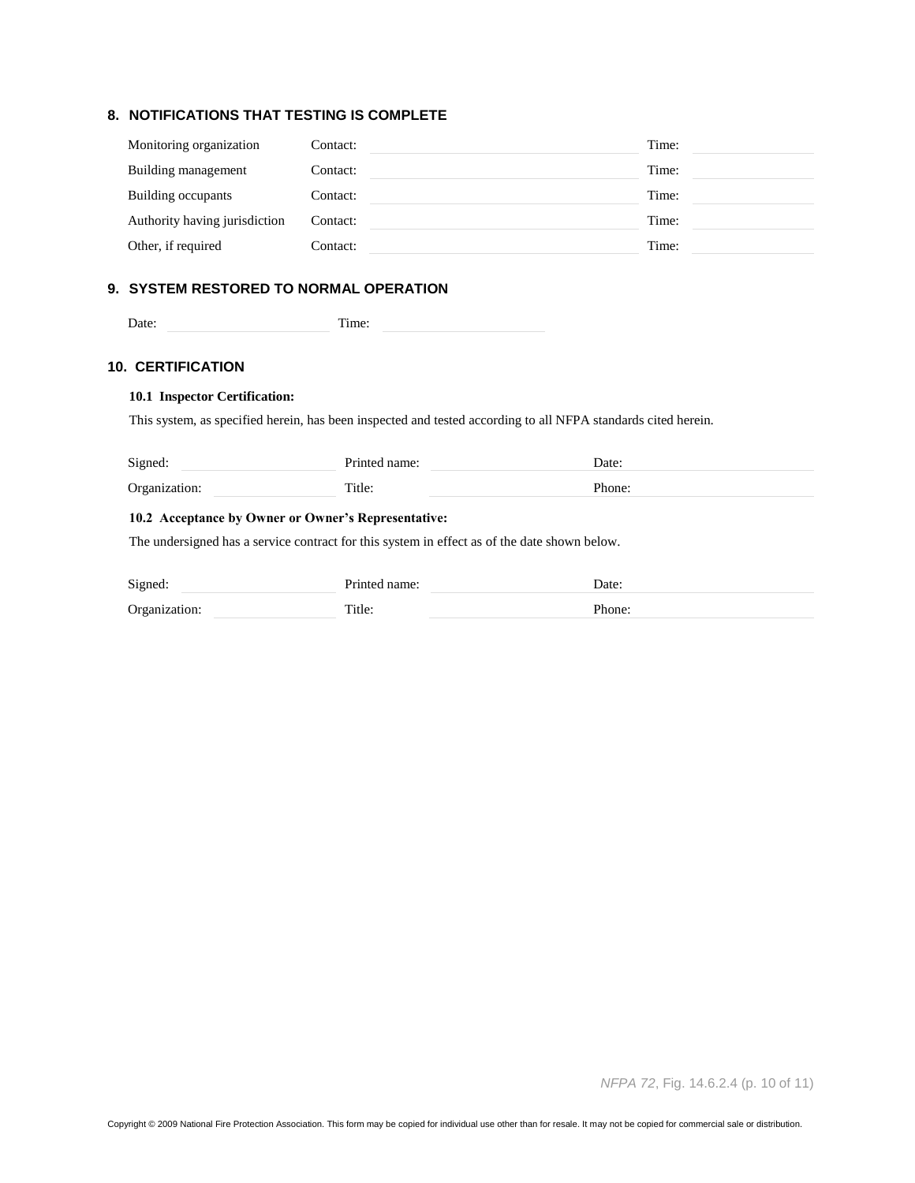## 8. NOTIFICATIONS THAT TESTING IS COMPLETE

| | | | | |
|---|---|---|---|---|
| Monitoring organization | Contact: | | Time: | |
| Building management | Contact: | | Time: | |
| Building occupants | Contact: | | Time: | |
| Authority having jurisdiction | Contact: | | Time: | |
| Other, if required | Contact: | | Time: | |

## 9. SYSTEM RESTORED TO NORMAL OPERATION

Date: \_\_\_\_\_\_\_\_\_\_ Time: \_\_\_\_\_\_\_\_\_\_

## 10. CERTIFICATION

### 10.1 Inspector Certification:

This system, as specified herein, has been inspected and tested according to all NFPA standards cited herein.

| | | | | | |
|---|---|---|---|---|---|
| Signed: | | Printed name: | | Date: | |
| Organization: | | Title: | | Phone: | |

### 10.2 Acceptance by Owner or Owner's Representative:

The undersigned has a service contract for this system in effect as of the date shown below.

| | | | | | |
|---|---|---|---|---|---|
| Signed: | | Printed name: | | Date: | |
| Organization: | | Title: | | Phone: | |

*NFPA 72*, Fig. 14.6.2.4 (p. 10 of 11)

Copyright © 2009 National Fire Protection Association. This form may be copied for individual use other than for resale. It may not be copied for commercial sale or distribution.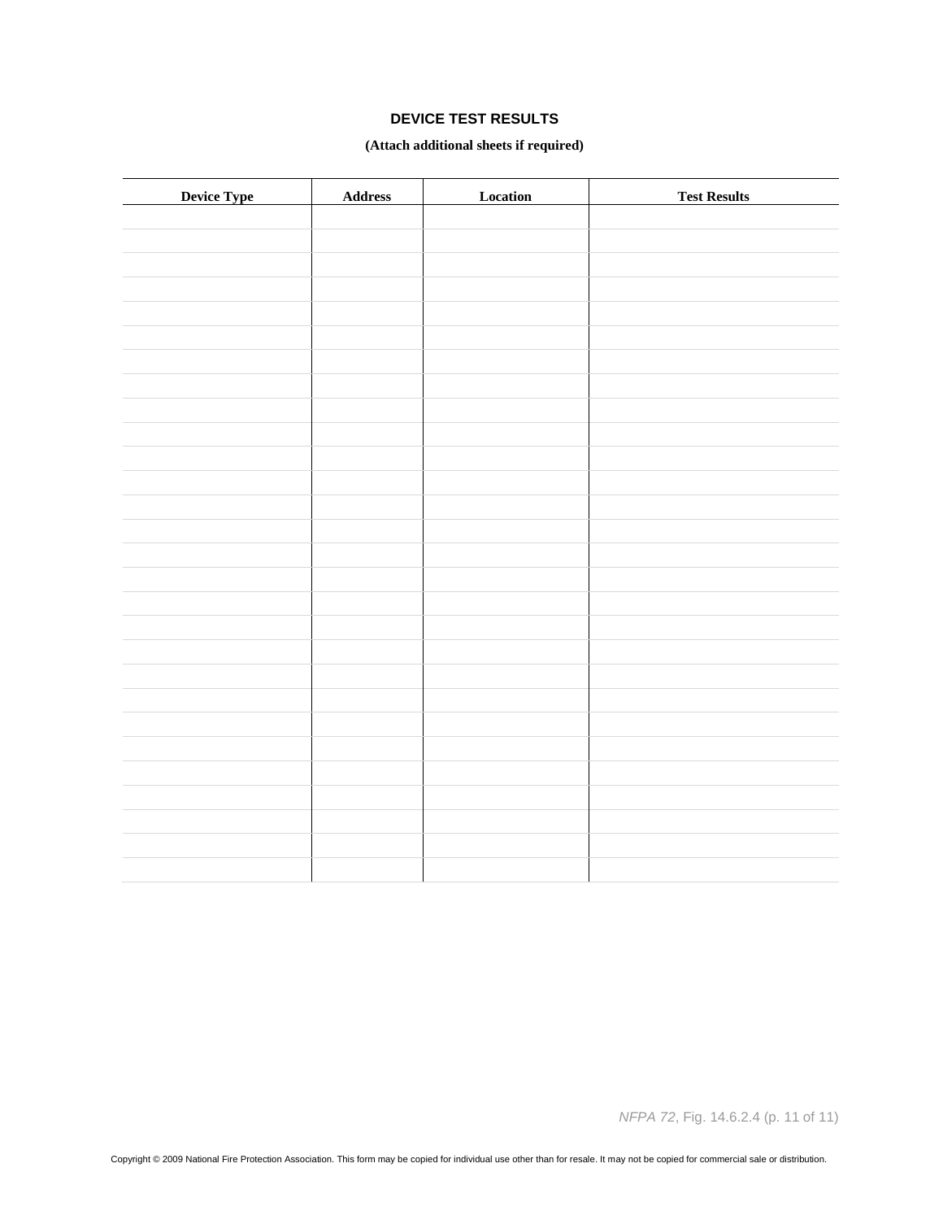**DEVICE TEST RESULTS**

**(Attach additional sheets if required)**

| Device Type | Address | Location | Test Results |
|---|---|---|---|
| | | | |
| | | | |
| | | | |
| | | | |
| | | | |
| | | | |
| | | | |
| | | | |
| | | | |
| | | | |
| | | | |
| | | | |
| | | | |
| | | | |
| | | | |
| | | | |
| | | | |
| | | | |
| | | | |
| | | | |
| | | | |
| | | | |
| | | | |
| | | | |
| | | | |
| | | | |
| | | | |
| | | | |

*NFPA 72*, Fig. 14.6.2.4

Copyright © 2009 National Fire Protection Association. This form may be copied for individual use other than for resale. It may not be copied for commercial sale or distribution.